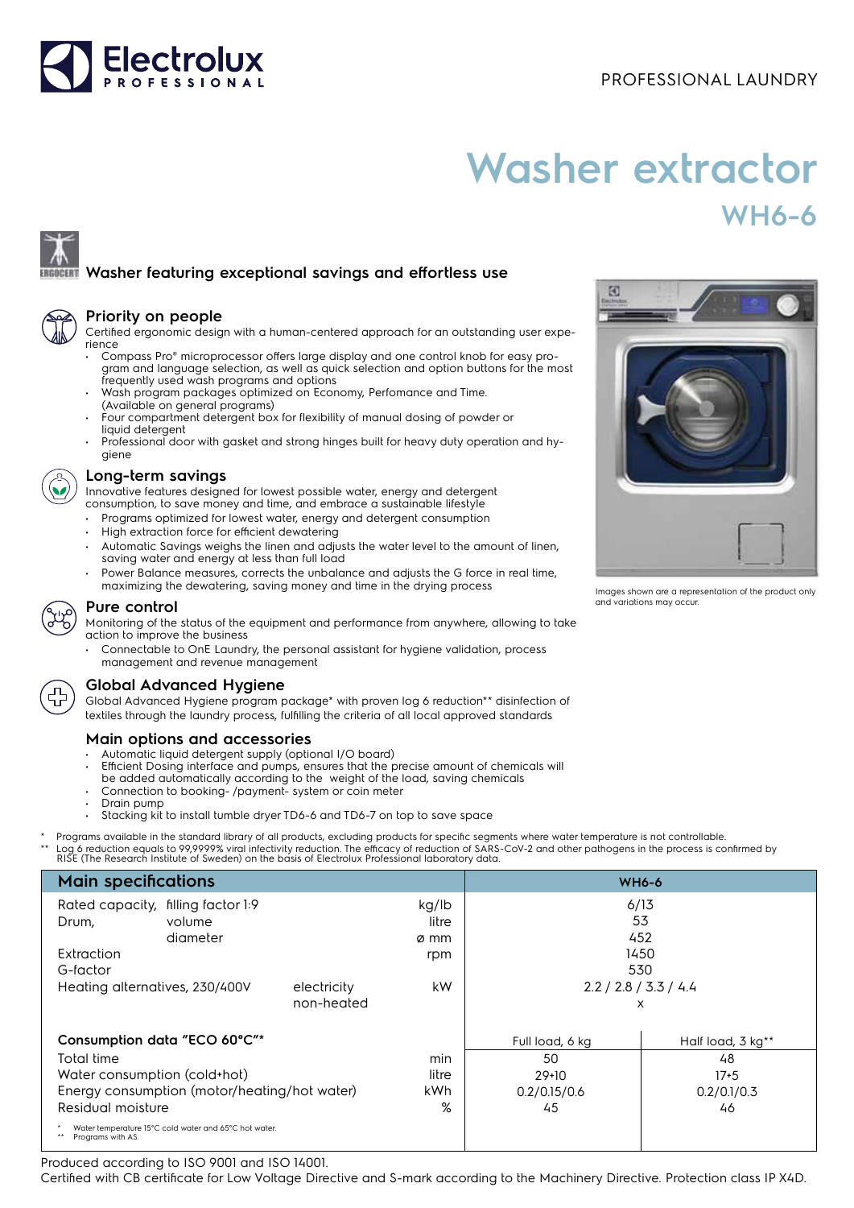Electrolux PROFESSIONAL

PROFESSIONAL LAUNDRY

# Washer extractor

## WH6-6

### Washer featuring exceptional savings and effortless use

### Priority on people

Certified ergonomic design with a human-centered approach for an outstanding user experience

- Compass Pro® microprocessor offers large display and one control knob for easy program and language selection, as well as quick selection and option buttons for the most frequently used wash programs and options
- Wash program packages optimized on Economy, Perfomance and Time. (Available on general programs)
- Four compartment detergent box for flexibility of manual dosing of powder or liquid detergent
- Professional door with gasket and strong hinges built for heavy duty operation and hygiene

### Long-term savings

Innovative features designed for lowest possible water, energy and detergent consumption, to save money and time, and embrace a sustainable lifestyle

- Programs optimized for lowest water, energy and detergent consumption
- High extraction force for efficient dewatering
- Automatic Savings weighs the linen and adjusts the water level to the amount of linen, saving water and energy at less than full load
- Power Balance measures, corrects the unbalance and adjusts the G force in real time, maximizing the dewatering, saving money and time in the drying process

### Pure control

Monitoring of the status of the equipment and performance from anywhere, allowing to take action to improve the business

- Connectable to OnE Laundry, the personal assistant for hygiene validation, process management and revenue management

### Global Advanced Hygiene

Global Advanced Hygiene program package* with proven log 6 reduction** disinfection of textiles through the laundry process, fulfilling the criteria of all local approved standards

### Main options and accessories

- Automatic liquid detergent supply (optional I/O board)
- Efficient Dosing interface and pumps, ensures that the precise amount of chemicals will be added automatically according to the weight of the load, saving chemicals
- Connection to booking- /payment- system or coin meter
- Drain pump
- Stacking kit to install tumble dryer TD6-6 and TD6-7 on top to save space

Images shown are a representation of the product only and variations may occur.

\* Programs available in the standard library of all products, excluding products for specific segments where water temperature is not controllable.
\** Log 6 reduction equals to 99,9999% viral infectivity reduction. The efficacy of reduction of SARS-CoV-2 and other pathogens in the process is confirmed by RISE (The Research Institute of Sweden) on the basis of Electrolux Professional laboratory data.

| Main specifications | | | WH6-6 | |
|---|---|---|---|---|
| Rated capacity, filling factor 1:9 | | kg/lb | 6/13 | |
| Drum, volume | | litre | 53 | |
| Drum, diameter | | ø mm | 452 | |
| Extraction | | rpm | 1450 | |
| G-factor | | | 530 | |
| Heating alternatives, 230/400V | electricity | kW | 2.2 / 2.8 / 3.3 / 4.4 | |
| | non-heated | | x | |
| **Consumption data "ECO 60°C"*** | | | Full load, 6 kg | Half load, 3 kg** |
| Total time | | min | 50 | 48 |
| Water consumption (cold+hot) | | litre | 29+10 | 17+5 |
| Energy consumption (motor/heating/hot water) | | kWh | 0.2/0.15/0.6 | 0.2/0.1/0.3 |
| Residual moisture | | % | 45 | 46 |

\* Water temperature 15°C cold water and 65°C hot water.
\** Programs with AS.

Produced according to ISO 9001 and ISO 14001.
Certified with CB certificate for Low Voltage Directive and S-mark according to the Machinery Directive. Protection class IP X4D.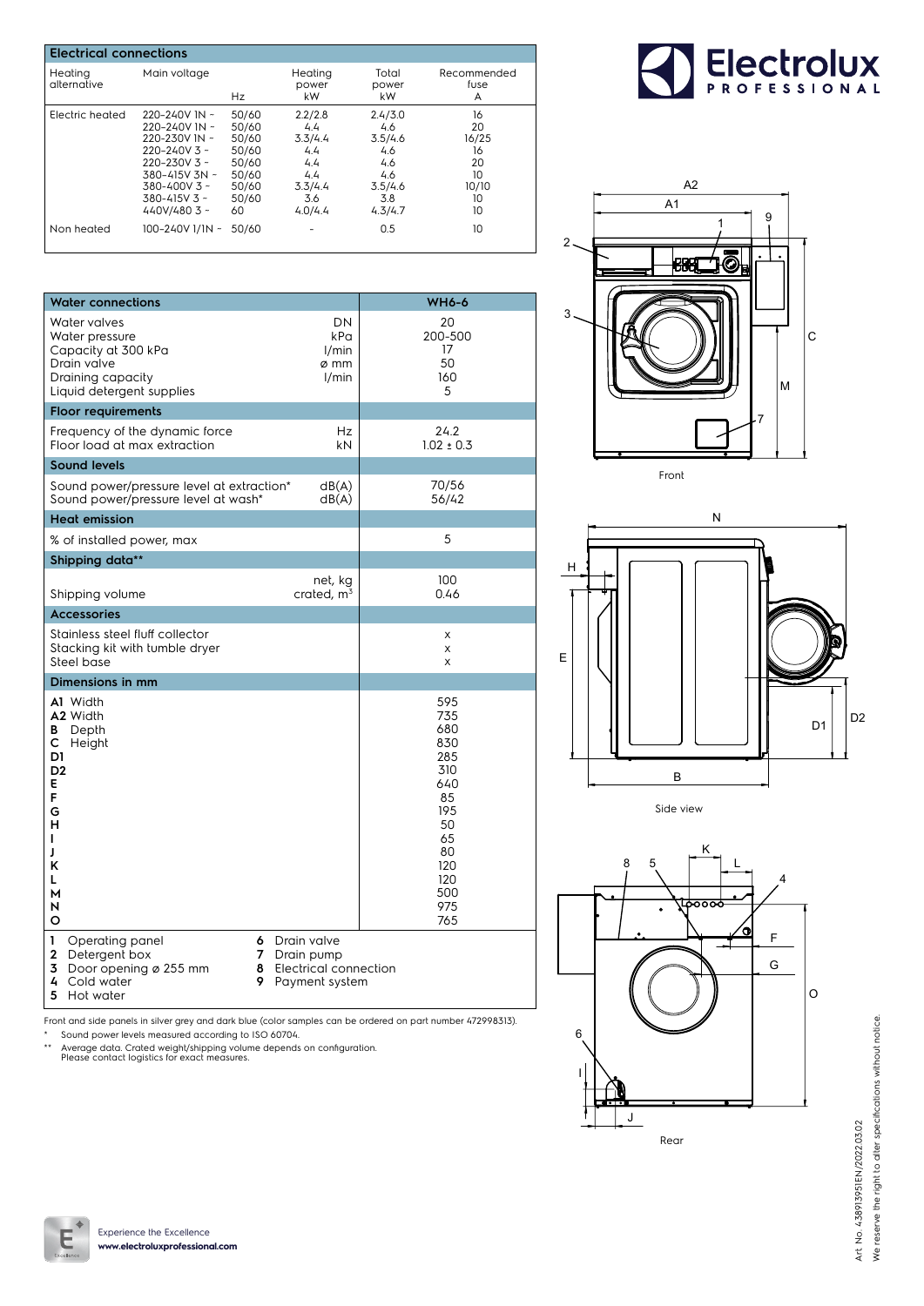## Electrical connections

| Heating alternative | Main voltage | Hz | Heating power kW | Total power kW | Recommended fuse A |
|---|---|---|---|---|---|
| Electric heated | 220-240V 1N ~ | 50/60 | 2.2/2.8 | 2.4/3.0 | 16 |
| | 220-240V 1N ~ | 50/60 | 4.4 | 4.6 | 20 |
| | 220-230V 1N ~ | 50/60 | 3.3/4.4 | 3.5/4.6 | 16/25 |
| | 220-240V 3 ~ | 50/60 | 4.4 | 4.6 | 16 |
| | 220-230V 3 ~ | 50/60 | 4.4 | 4.6 | 20 |
| | 380-415V 3N ~ | 50/60 | 4.4 | 4.6 | 10 |
| | 380-400V 3 ~ | 50/60 | 3.3/4.4 | 3.5/4.6 | 10/10 |
| | 380-415V 3 ~ | 50/60 | 3.6 | 3.8 | 10 |
| | 440V/480 3 ~ | 60 | 4.0/4.4 | 4.3/4.7 | 10 |
| Non heated | 100-240V 1/1N ~ | 50/60 | - | 0.5 | 10 |

| Water connections | | WH6-6 |
|---|---|---|
| Water valves | DN | 20 |
| Water pressure | kPa | 200-500 |
| Capacity at 300 kPa | l/min | 17 |
| Drain valve | ø mm | 50 |
| Draining capacity | l/min | 160 |
| Liquid detergent supplies | | 5 |
| **Floor requirements** | | |
| Frequency of the dynamic force | Hz | 24.2 |
| Floor load at max extraction | kN | 1.02 ± 0.3 |
| **Sound levels** | | |
| Sound power/pressure level at extraction* | dB(A) | 70/56 |
| Sound power/pressure level at wash* | dB(A) | 56/42 |
| **Heat emission** | | |
| % of installed power, max | | 5 |
| **Shipping data**** | | |
| | net, kg | 100 |
| Shipping volume | crated, m³ | 0.46 |
| **Accessories** | | |
| Stainless steel fluff collector | | x |
| Stacking kit with tumble dryer | | x |
| Steel base | | x |
| **Dimensions in mm** | | |
| **A1** Width | | 595 |
| **A2** Width | | 735 |
| **B** Depth | | 680 |
| **C** Height | | 830 |
| **D1** | | 285 |
| **D2** | | 310 |
| **E** | | 640 |
| **F** | | 85 |
| **G** | | 195 |
| **H** | | 50 |
| **I** | | 65 |
| **J** | | 80 |
| **K** | | 120 |
| **L** | | 120 |
| **M** | | 500 |
| **N** | | 975 |
| **O** | | 765 |

**1** Operating panel
**2** Detergent box
**3** Door opening ø 255 mm
**4** Cold water
**5** Hot water
**6** Drain valve
**7** Drain pump
**8** Electrical connection
**9** Payment system

Front and side panels in silver grey and dark blue (color samples can be ordered on part number 472998313).

\* Sound power levels measured according to ISO 60704.

\*\* Average data. Crated weight/shipping volume depends on configuration. Please contact logistics for exact measures.

A2
A1
1
9
2
3
C
M
7
Front

N
H
E
D1
D2
B
Side view

K
8
5
L
4
F
G
O
6
I
J
Rear

Experience the Excellence
**www.electroluxprofessional.com**

Art. No. 438913951EN/2022.03.02
We reserve the right to alter specifications without notice.